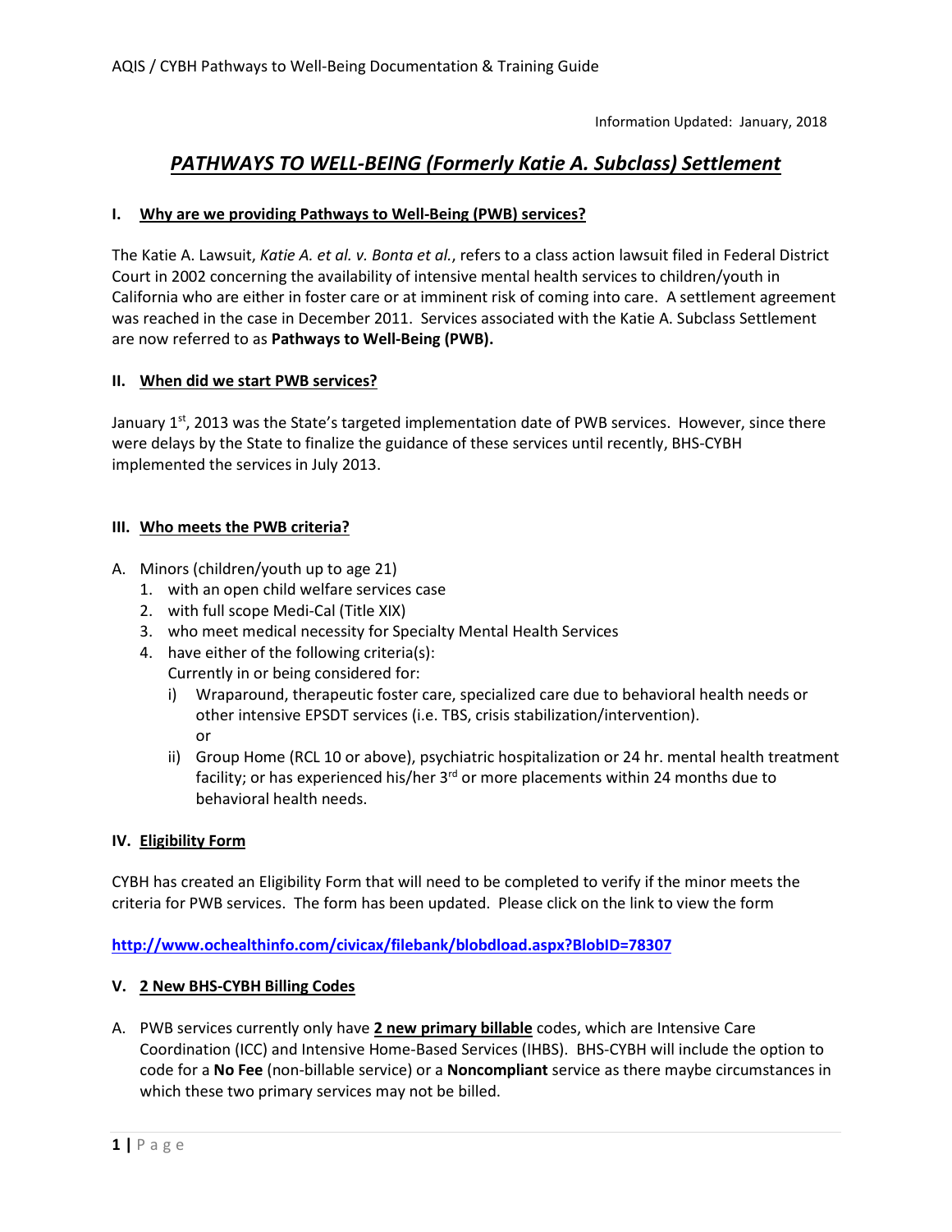Information Updated: January, 2018

# *PATHWAYS TO WELL-BEING (Formerly Katie A. Subclass) Settlement*

## I. Why are we providing Pathways to Well-Being (PWB) services?

The Katie A. Lawsuit, *Katie A. et al. v. Bonta et al.*, refers to a class action lawsuit filed in Federal District Court in 2002 concerning the availability of intensive mental health services to children/youth in California who are either in foster care or at imminent risk of coming into care. A settlement agreement was reached in the case in December 2011. Services associated with the Katie A. Subclass Settlement are now referred to as **Pathways to Well-Being (PWB).**

## II. When did we start PWB services?

January 1st, 2013 was the State's targeted implementation date of PWB services. However, since there were delays by the State to finalize the guidance of these services until recently, BHS-CYBH implemented the services in July 2013.

## III. Who meets the PWB criteria?

A. Minors (children/youth up to age 21)
   1. with an open child welfare services case
   2. with full scope Medi-Cal (Title XIX)
   3. who meet medical necessity for Specialty Mental Health Services
   4. have either of the following criteria(s):
      Currently in or being considered for:
      i) Wraparound, therapeutic foster care, specialized care due to behavioral health needs or other intensive EPSDT services (i.e. TBS, crisis stabilization/intervention).
         or
      ii) Group Home (RCL 10 or above), psychiatric hospitalization or 24 hr. mental health treatment facility; or has experienced his/her 3rd or more placements within 24 months due to behavioral health needs.

## IV. Eligibility Form

CYBH has created an Eligibility Form that will need to be completed to verify if the minor meets the criteria for PWB services. The form has been updated. Please click on the link to view the form

http://www.ochealthinfo.com/civicax/filebank/blobdload.aspx?BlobID=78307

## V. 2 New BHS-CYBH Billing Codes

A. PWB services currently only have **2 new primary billable** codes, which are Intensive Care Coordination (ICC) and Intensive Home-Based Services (IHBS). BHS-CYBH will include the option to code for a **No Fee** (non-billable service) or a **Noncompliant** service as there maybe circumstances in which these two primary services may not be billed.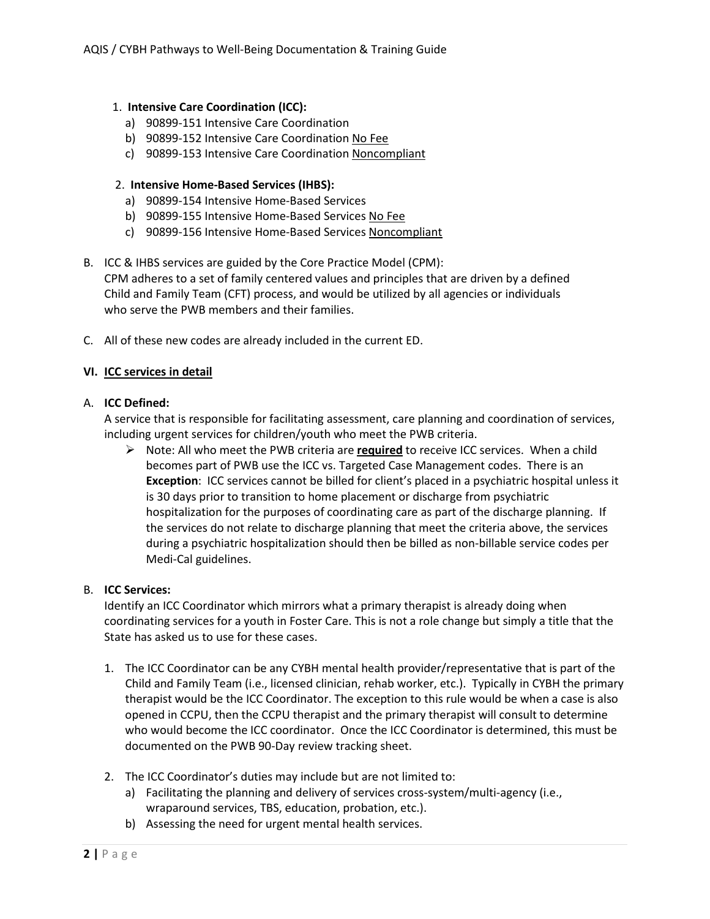1. **Intensive Care Coordination (ICC):**
   a) 90899-151 Intensive Care Coordination
   b) 90899-152 Intensive Care Coordination <u>No Fee</u>
   c) 90899-153 Intensive Care Coordination <u>Noncompliant</u>

2. **Intensive Home-Based Services (IHBS):**
   a) 90899-154 Intensive Home-Based Services
   b) 90899-155 Intensive Home-Based Services <u>No Fee</u>
   c) 90899-156 Intensive Home-Based Services <u>Noncompliant</u>

B. ICC & IHBS services are guided by the Core Practice Model (CPM):
CPM adheres to a set of family centered values and principles that are driven by a defined Child and Family Team (CFT) process, and would be utilized by all agencies or individuals who serve the PWB members and their families.

C. All of these new codes are already included in the current ED.

### VI. <u>ICC services in detail</u>

A. **ICC Defined:**
A service that is responsible for facilitating assessment, care planning and coordination of services, including urgent services for children/youth who meet the PWB criteria.

- Note: All who meet the PWB criteria are <u>**required**</u> to receive ICC services. When a child becomes part of PWB use the ICC vs. Targeted Case Management codes. There is an **Exception**: ICC services cannot be billed for client's placed in a psychiatric hospital unless it is 30 days prior to transition to home placement or discharge from psychiatric hospitalization for the purposes of coordinating care as part of the discharge planning. If the services do not relate to discharge planning that meet the criteria above, the services during a psychiatric hospitalization should then be billed as non-billable service codes per Medi-Cal guidelines.

B. **ICC Services:**
Identify an ICC Coordinator which mirrors what a primary therapist is already doing when coordinating services for a youth in Foster Care. This is not a role change but simply a title that the State has asked us to use for these cases.

1. The ICC Coordinator can be any CYBH mental health provider/representative that is part of the Child and Family Team (i.e., licensed clinician, rehab worker, etc.). Typically in CYBH the primary therapist would be the ICC Coordinator. The exception to this rule would be when a case is also opened in CCPU, then the CCPU therapist and the primary therapist will consult to determine who would become the ICC coordinator. Once the ICC Coordinator is determined, this must be documented on the PWB 90-Day review tracking sheet.

2. The ICC Coordinator's duties may include but are not limited to:
   a) Facilitating the planning and delivery of services cross-system/multi-agency (i.e., wraparound services, TBS, education, probation, etc.).
   b) Assessing the need for urgent mental health services.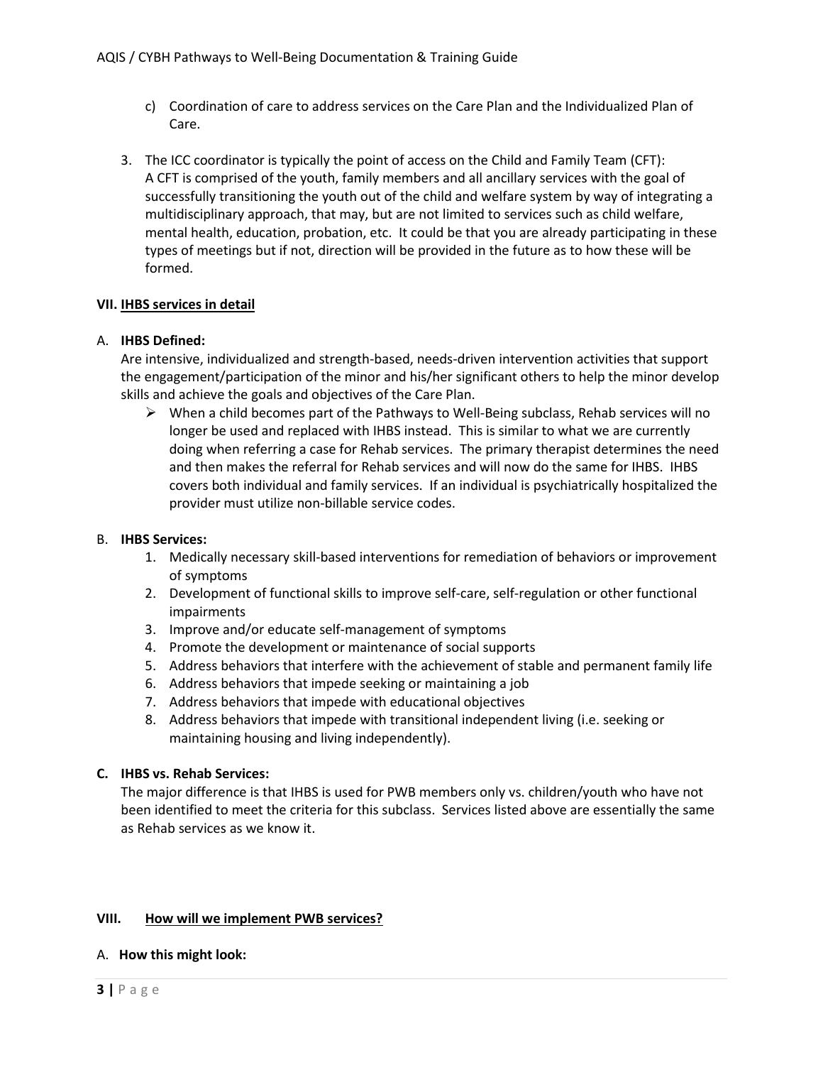c) Coordination of care to address services on the Care Plan and the Individualized Plan of Care.

3. The ICC coordinator is typically the point of access on the Child and Family Team (CFT): A CFT is comprised of the youth, family members and all ancillary services with the goal of successfully transitioning the youth out of the child and welfare system by way of integrating a multidisciplinary approach, that may, but are not limited to services such as child welfare, mental health, education, probation, etc. It could be that you are already participating in these types of meetings but if not, direction will be provided in the future as to how these will be formed.

## VII. IHBS services in detail

### A. IHBS Defined:

Are intensive, individualized and strength-based, needs-driven intervention activities that support the engagement/participation of the minor and his/her significant others to help the minor develop skills and achieve the goals and objectives of the Care Plan.

- When a child becomes part of the Pathways to Well-Being subclass, Rehab services will no longer be used and replaced with IHBS instead. This is similar to what we are currently doing when referring a case for Rehab services. The primary therapist determines the need and then makes the referral for Rehab services and will now do the same for IHBS. IHBS covers both individual and family services. If an individual is psychiatrically hospitalized the provider must utilize non-billable service codes.

### B. IHBS Services:

1. Medically necessary skill-based interventions for remediation of behaviors or improvement of symptoms
2. Development of functional skills to improve self-care, self-regulation or other functional impairments
3. Improve and/or educate self-management of symptoms
4. Promote the development or maintenance of social supports
5. Address behaviors that interfere with the achievement of stable and permanent family life
6. Address behaviors that impede seeking or maintaining a job
7. Address behaviors that impede with educational objectives
8. Address behaviors that impede with transitional independent living (i.e. seeking or maintaining housing and living independently).

### C. IHBS vs. Rehab Services:

The major difference is that IHBS is used for PWB members only vs. children/youth who have not been identified to meet the criteria for this subclass. Services listed above are essentially the same as Rehab services as we know it.

## VIII. How will we implement PWB services?

### A. How this might look: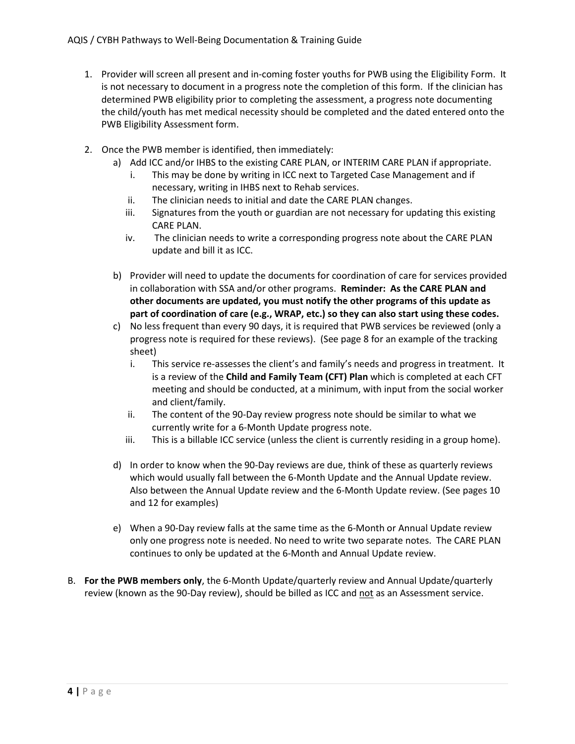1. Provider will screen all present and in-coming foster youths for PWB using the Eligibility Form. It is not necessary to document in a progress note the completion of this form. If the clinician has determined PWB eligibility prior to completing the assessment, a progress note documenting the child/youth has met medical necessity should be completed and the dated entered onto the PWB Eligibility Assessment form.

2. Once the PWB member is identified, then immediately:
   a) Add ICC and/or IHBS to the existing CARE PLAN, or INTERIM CARE PLAN if appropriate.
      i. This may be done by writing in ICC next to Targeted Case Management and if necessary, writing in IHBS next to Rehab services.
      ii. The clinician needs to initial and date the CARE PLAN changes.
      iii. Signatures from the youth or guardian are not necessary for updating this existing CARE PLAN.
      iv. The clinician needs to write a corresponding progress note about the CARE PLAN update and bill it as ICC.

   b) Provider will need to update the documents for coordination of care for services provided in collaboration with SSA and/or other programs. **Reminder: As the CARE PLAN and other documents are updated, you must notify the other programs of this update as part of coordination of care (e.g., WRAP, etc.) so they can also start using these codes.**
   c) No less frequent than every 90 days, it is required that PWB services be reviewed (only a progress note is required for these reviews). (See page 8 for an example of the tracking sheet)
      i. This service re-assesses the client's and family's needs and progress in treatment. It is a review of the **Child and Family Team (CFT) Plan** which is completed at each CFT meeting and should be conducted, at a minimum, with input from the social worker and client/family.
      ii. The content of the 90-Day review progress note should be similar to what we currently write for a 6-Month Update progress note.
      iii. This is a billable ICC service (unless the client is currently residing in a group home).

   d) In order to know when the 90-Day reviews are due, think of these as quarterly reviews which would usually fall between the 6-Month Update and the Annual Update review. Also between the Annual Update review and the 6-Month Update review. (See pages 10 and 12 for examples)

   e) When a 90-Day review falls at the same time as the 6-Month or Annual Update review only one progress note is needed. No need to write two separate notes. The CARE PLAN continues to only be updated at the 6-Month and Annual Update review.

B. **For the PWB members only**, the 6-Month Update/quarterly review and Annual Update/quarterly review (known as the 90-Day review), should be billed as ICC and <u>not</u> as an Assessment service.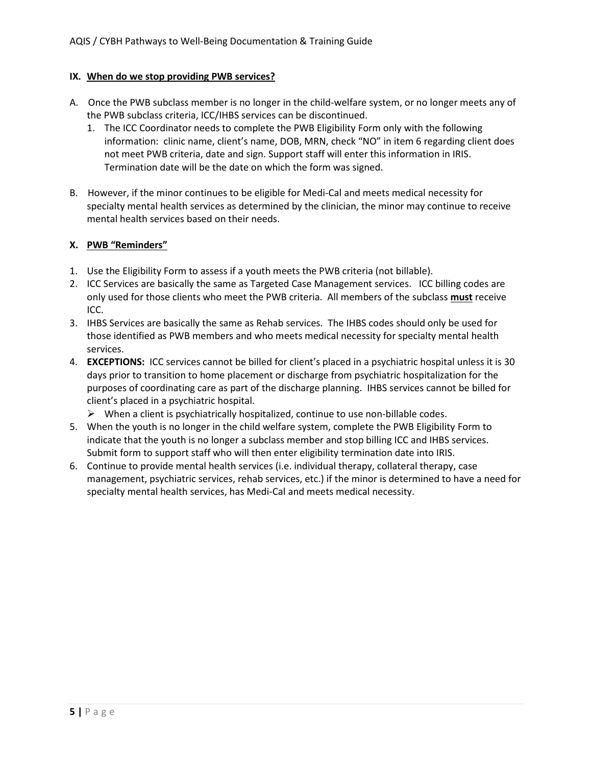## IX. When do we stop providing PWB services?

A. Once the PWB subclass member is no longer in the child-welfare system, or no longer meets any of the PWB subclass criteria, ICC/IHBS services can be discontinued.

   1. The ICC Coordinator needs to complete the PWB Eligibility Form only with the following information: clinic name, client's name, DOB, MRN, check "NO" in item 6 regarding client does not meet PWB criteria, date and sign. Support staff will enter this information in IRIS. Termination date will be the date on which the form was signed.

B. However, if the minor continues to be eligible for Medi-Cal and meets medical necessity for specialty mental health services as determined by the clinician, the minor may continue to receive mental health services based on their needs.

## X. PWB "Reminders"

1. Use the Eligibility Form to assess if a youth meets the PWB criteria (not billable).
2. ICC Services are basically the same as Targeted Case Management services. ICC billing codes are only used for those clients who meet the PWB criteria. All members of the subclass **must** receive ICC.
3. IHBS Services are basically the same as Rehab services. The IHBS codes should only be used for those identified as PWB members and who meets medical necessity for specialty mental health services.
4. **EXCEPTIONS:** ICC services cannot be billed for client's placed in a psychiatric hospital unless it is 30 days prior to transition to home placement or discharge from psychiatric hospitalization for the purposes of coordinating care as part of the discharge planning. IHBS services cannot be billed for client's placed in a psychiatric hospital.
   - When a client is psychiatrically hospitalized, continue to use non-billable codes.
5. When the youth is no longer in the child welfare system, complete the PWB Eligibility Form to indicate that the youth is no longer a subclass member and stop billing ICC and IHBS services. Submit form to support staff who will then enter eligibility termination date into IRIS.
6. Continue to provide mental health services (i.e. individual therapy, collateral therapy, case management, psychiatric services, rehab services, etc.) if the minor is determined to have a need for specialty mental health services, has Medi-Cal and meets medical necessity.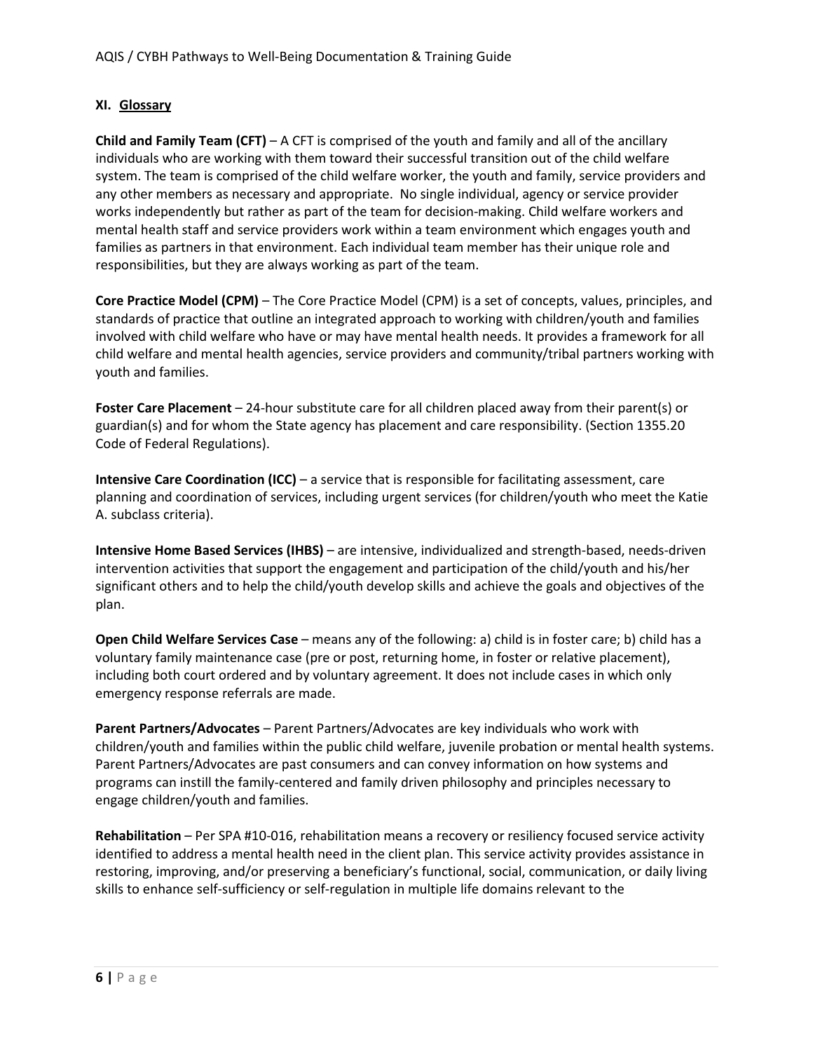## XI. Glossary

**Child and Family Team (CFT)** – A CFT is comprised of the youth and family and all of the ancillary individuals who are working with them toward their successful transition out of the child welfare system. The team is comprised of the child welfare worker, the youth and family, service providers and any other members as necessary and appropriate. No single individual, agency or service provider works independently but rather as part of the team for decision-making. Child welfare workers and mental health staff and service providers work within a team environment which engages youth and families as partners in that environment. Each individual team member has their unique role and responsibilities, but they are always working as part of the team.

**Core Practice Model (CPM)** – The Core Practice Model (CPM) is a set of concepts, values, principles, and standards of practice that outline an integrated approach to working with children/youth and families involved with child welfare who have or may have mental health needs. It provides a framework for all child welfare and mental health agencies, service providers and community/tribal partners working with youth and families.

**Foster Care Placement** – 24-hour substitute care for all children placed away from their parent(s) or guardian(s) and for whom the State agency has placement and care responsibility. (Section 1355.20 Code of Federal Regulations).

**Intensive Care Coordination (ICC)** – a service that is responsible for facilitating assessment, care planning and coordination of services, including urgent services (for children/youth who meet the Katie A. subclass criteria).

**Intensive Home Based Services (IHBS)** – are intensive, individualized and strength-based, needs-driven intervention activities that support the engagement and participation of the child/youth and his/her significant others and to help the child/youth develop skills and achieve the goals and objectives of the plan.

**Open Child Welfare Services Case** – means any of the following: a) child is in foster care; b) child has a voluntary family maintenance case (pre or post, returning home, in foster or relative placement), including both court ordered and by voluntary agreement. It does not include cases in which only emergency response referrals are made.

**Parent Partners/Advocates** – Parent Partners/Advocates are key individuals who work with children/youth and families within the public child welfare, juvenile probation or mental health systems. Parent Partners/Advocates are past consumers and can convey information on how systems and programs can instill the family-centered and family driven philosophy and principles necessary to engage children/youth and families.

**Rehabilitation** – Per SPA #10-016, rehabilitation means a recovery or resiliency focused service activity identified to address a mental health need in the client plan. This service activity provides assistance in restoring, improving, and/or preserving a beneficiary's functional, social, communication, or daily living skills to enhance self-sufficiency or self-regulation in multiple life domains relevant to the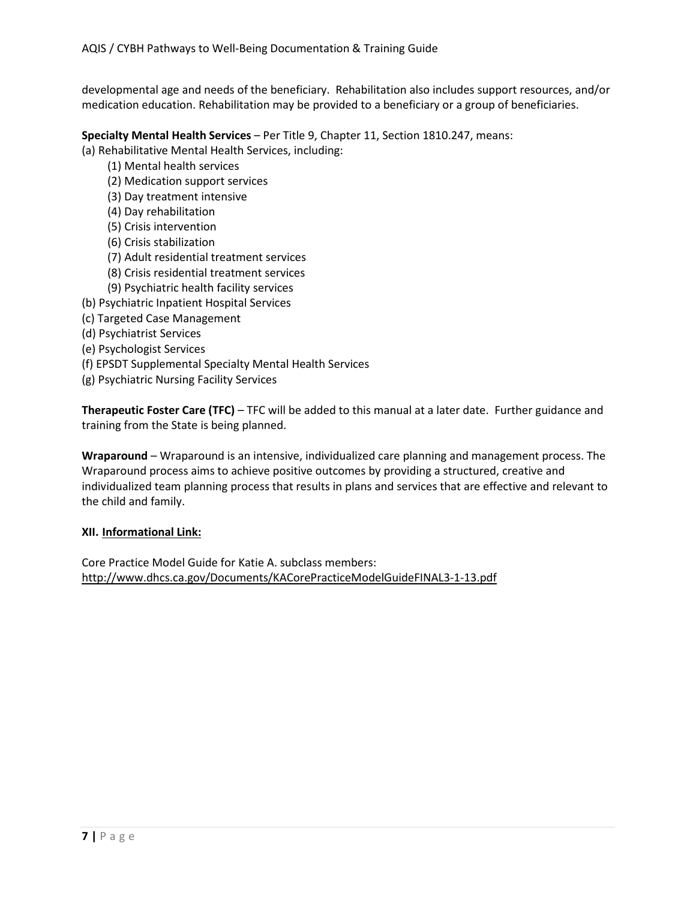developmental age and needs of the beneficiary. Rehabilitation also includes support resources, and/or medication education. Rehabilitation may be provided to a beneficiary or a group of beneficiaries.

**Specialty Mental Health Services** – Per Title 9, Chapter 11, Section 1810.247, means:

(a) Rehabilitative Mental Health Services, including:

- (1) Mental health services
- (2) Medication support services
- (3) Day treatment intensive
- (4) Day rehabilitation
- (5) Crisis intervention
- (6) Crisis stabilization
- (7) Adult residential treatment services
- (8) Crisis residential treatment services
- (9) Psychiatric health facility services

(b) Psychiatric Inpatient Hospital Services

(c) Targeted Case Management

(d) Psychiatrist Services

(e) Psychologist Services

(f) EPSDT Supplemental Specialty Mental Health Services

(g) Psychiatric Nursing Facility Services

**Therapeutic Foster Care (TFC)** – TFC will be added to this manual at a later date. Further guidance and training from the State is being planned.

**Wraparound** – Wraparound is an intensive, individualized care planning and management process. The Wraparound process aims to achieve positive outcomes by providing a structured, creative and individualized team planning process that results in plans and services that are effective and relevant to the child and family.

## XII. Informational Link:

Core Practice Model Guide for Katie A. subclass members:
http://www.dhcs.ca.gov/Documents/KACorePracticeModelGuideFINAL3-1-13.pdf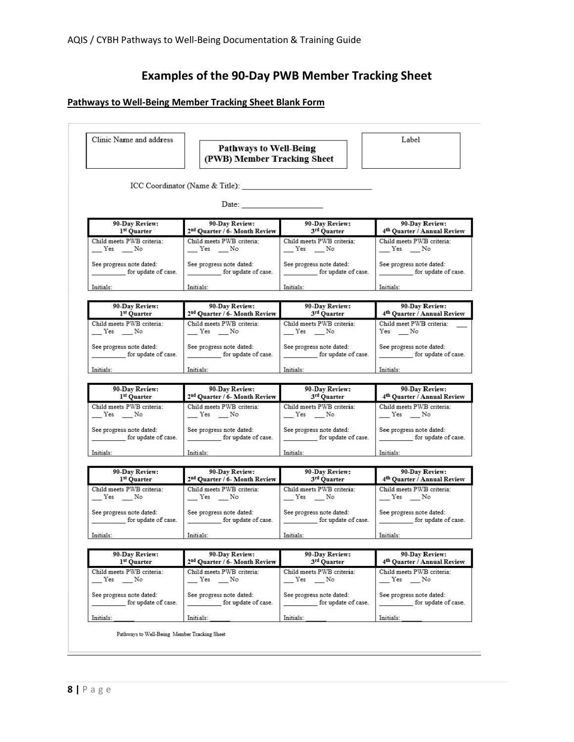# Examples of the 90-Day PWB Member Tracking Sheet

## Pathways to Well-Being Member Tracking Sheet Blank Form

| Clinic Name and address | **Pathways to Well-Being (PWB) Member Tracking Sheet** | Label |
|---|---|---|

ICC Coordinator (Name & Title): ______________________________

Date: ____________________

| 90-Day Review: 1st Quarter | 90-Day Review: 2nd Quarter / 6- Month Review | 90-Day Review: 3rd Quarter | 90-Day Review: 4th Quarter / Annual Review |
|---|---|---|---|
| Child meets PWB criteria: ___ Yes ___ No | Child meets PWB criteria: ___ Yes ___ No | Child meets PWB criteria: ___ Yes ___ No | Child meets PWB criteria: ___ Yes ___ No |
| See progress note dated: __________ for update of case. | See progress note dated: __________ for update of case. | See progress note dated: __________ for update of case. | See progress note dated: __________ for update of case. |
| Initials: | Initials: | Initials: | Initials: |

| 90-Day Review: 1st Quarter | 90-Day Review: 2nd Quarter / 6- Month Review | 90-Day Review: 3rd Quarter | 90-Day Review: 4th Quarter / Annual Review |
|---|---|---|---|
| Child meets PWB criteria: ___ Yes ___ No | Child meets PWB criteria: ___ Yes ___ No | Child meets PWB criteria: ___ Yes ___ No | Child meet PWB criteria: ___ Yes ___ No |
| See progress note dated: __________ for update of case. | See progress note dated: __________ for update of case. | See progress note dated: __________ for update of case. | See progress note dated: __________ for update of case. |
| Initials: | Initials: | Initials: | Initials: |

| 90-Day Review: 1st Quarter | 90-Day Review: 2nd Quarter / 6- Month Review | 90-Day Review: 3rd Quarter | 90-Day Review: 4th Quarter / Annual Review |
|---|---|---|---|
| Child meets PWB criteria: ___ Yes ___ No | Child meets PWB criteria: ___ Yes ___ No | Child meets PWB criteria: ___ Yes ___ No | Child meets PWB criteria: ___ Yes ___ No |
| See progress note dated: __________ for update of case. | See progress note dated: __________ for update of case. | See progress note dated: __________ for update of case. | See progress note dated: __________ for update of case. |
| Initials: | Initials: | Initials: | Initials: |

| 90-Day Review: 1st Quarter | 90-Day Review: 2nd Quarter / 6- Month Review | 90-Day Review: 3rd Quarter | 90-Day Review: 4th Quarter / Annual Review |
|---|---|---|---|
| Child meets PWB criteria: ___ Yes ___ No | Child meets PWB criteria: ___ Yes ___ No | Child meets PWB criteria: ___ Yes ___ No | Child meets PWB criteria: ___ Yes ___ No |
| See progress note dated: __________ for update of case. | See progress note dated: __________ for update of case. | See progress note dated: __________ for update of case. | See progress note dated: __________ for update of case. |
| Initials: | Initials: | Initials: | Initials: |

| 90-Day Review: 1st Quarter | 90-Day Review: 2nd Quarter / 6- Month Review | 90-Day Review: 3rd Quarter | 90-Day Review: 4th Quarter / Annual Review |
|---|---|---|---|
| Child meets PWB criteria: ___ Yes ___ No | Child meets PWB criteria: ___ Yes ___ No | Child meets PWB criteria: ___ Yes ___ No | Child meets PWB criteria: ___ Yes ___ No |
| See progress note dated: __________ for update of case. | See progress note dated: __________ for update of case. | See progress note dated: __________ for update of case. | See progress note dated: __________ for update of case. |
| Initials: ______ | Initials: ______ | Initials: ______ | Initials: ______ |

Pathways to Well-Being Member Tracking Sheet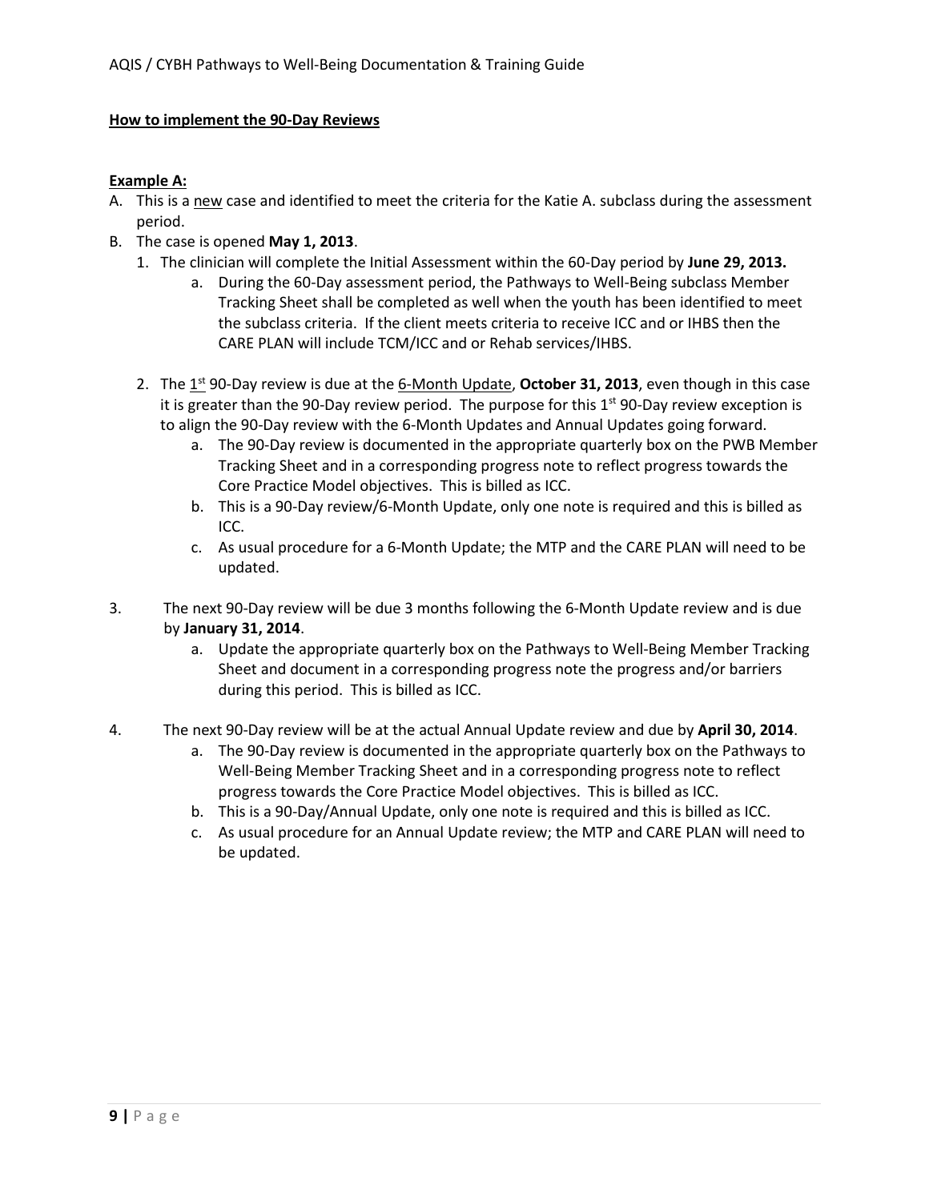**How to implement the 90-Day Reviews**

**Example A:**

A. This is a new case and identified to meet the criteria for the Katie A. subclass during the assessment period.

B. The case is opened **May 1, 2013**.

1. The clinician will complete the Initial Assessment within the 60-Day period by **June 29, 2013.**
   a. During the 60-Day assessment period, the Pathways to Well-Being subclass Member Tracking Sheet shall be completed as well when the youth has been identified to meet the subclass criteria. If the client meets criteria to receive ICC and or IHBS then the CARE PLAN will include TCM/ICC and or Rehab services/IHBS.

2. The 1st 90-Day review is due at the 6-Month Update, **October 31, 2013**, even though in this case it is greater than the 90-Day review period. The purpose for this 1st 90-Day review exception is to align the 90-Day review with the 6-Month Updates and Annual Updates going forward.
   a. The 90-Day review is documented in the appropriate quarterly box on the PWB Member Tracking Sheet and in a corresponding progress note to reflect progress towards the Core Practice Model objectives. This is billed as ICC.
   b. This is a 90-Day review/6-Month Update, only one note is required and this is billed as ICC.
   c. As usual procedure for a 6-Month Update; the MTP and the CARE PLAN will need to be updated.

3. The next 90-Day review will be due 3 months following the 6-Month Update review and is due by **January 31, 2014**.
   a. Update the appropriate quarterly box on the Pathways to Well-Being Member Tracking Sheet and document in a corresponding progress note the progress and/or barriers during this period. This is billed as ICC.

4. The next 90-Day review will be at the actual Annual Update review and due by **April 30, 2014**.
   a. The 90-Day review is documented in the appropriate quarterly box on the Pathways to Well-Being Member Tracking Sheet and in a corresponding progress note to reflect progress towards the Core Practice Model objectives. This is billed as ICC.
   b. This is a 90-Day/Annual Update, only one note is required and this is billed as ICC.
   c. As usual procedure for an Annual Update review; the MTP and CARE PLAN will need to be updated.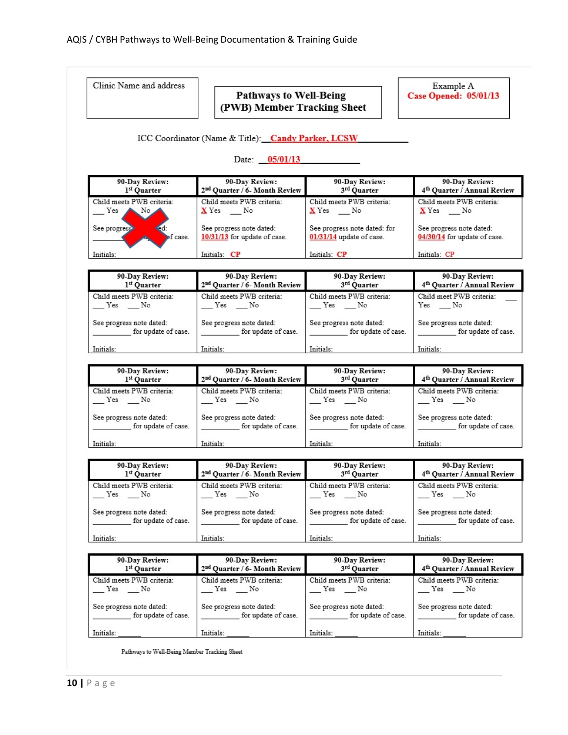| Clinic Name and address | **Pathways to Well-Being (PWB) Member Tracking Sheet** | Example A **Case Opened: 05/01/13** |
|---|---|---|

ICC Coordinator (Name & Title):\_\_**Candy Parker, LCSW**\_\_\_\_\_\_\_\_\_\_\_

Date: \_\_**05/01/13**\_\_\_\_\_\_\_\_\_\_\_\_\_

| 90-Day Review: 1st Quarter | 90-Day Review: 2nd Quarter / 6- Month Review | 90-Day Review: 3rd Quarter | 90-Day Review: 4th Quarter / Annual Review |
|---|---|---|---|
| Child meets PWB criteria: \_\_\_ Yes \_\_\_ No<br><br>See progress note dated: \_\_\_\_\_\_\_\_ for update of case.<br><br>Initials: | Child meets PWB criteria: X Yes \_\_\_ No<br><br>See progress note dated: 10/31/13 for update of case.<br><br>Initials: CP | Child meets PWB criteria: X Yes \_\_\_ No<br><br>See progress note dated: for 01/31/14 update of case.<br><br>Initials: CP | Child meets PWB criteria: X Yes \_\_\_ No<br><br>See progress note dated: 04/30/14 for update of case.<br><br>Initials: CP |

| 90-Day Review: 1st Quarter | 90-Day Review: 2nd Quarter / 6- Month Review | 90-Day Review: 3rd Quarter | 90-Day Review: 4th Quarter / Annual Review |
|---|---|---|---|
| Child meets PWB criteria: \_\_\_ Yes \_\_\_ No<br><br>See progress note dated: \_\_\_\_\_\_\_\_ for update of case.<br><br>Initials: | Child meets PWB criteria: \_\_\_ Yes \_\_\_ No<br><br>See progress note dated: \_\_\_\_\_\_\_\_ for update of case.<br><br>Initials: | Child meets PWB criteria: \_\_\_ Yes \_\_\_ No<br><br>See progress note dated: \_\_\_\_\_\_\_\_ for update of case.<br><br>Initials: | Child meet PWB criteria: \_\_\_ Yes \_\_\_ No<br><br>See progress note dated: \_\_\_\_\_\_\_\_ for update of case.<br><br>Initials: |

| 90-Day Review: 1st Quarter | 90-Day Review: 2nd Quarter / 6- Month Review | 90-Day Review: 3rd Quarter | 90-Day Review: 4th Quarter / Annual Review |
|---|---|---|---|
| Child meets PWB criteria: \_\_\_ Yes \_\_\_ No<br><br>See progress note dated: \_\_\_\_\_\_\_\_ for update of case.<br><br>Initials: | Child meets PWB criteria: \_\_\_ Yes \_\_\_ No<br><br>See progress note dated: \_\_\_\_\_\_\_\_ for update of case.<br><br>Initials: | Child meets PWB criteria: \_\_\_ Yes \_\_\_ No<br><br>See progress note dated: \_\_\_\_\_\_\_\_ for update of case.<br><br>Initials: | Child meets PWB criteria: \_\_\_ Yes \_\_\_ No<br><br>See progress note dated: \_\_\_\_\_\_\_\_ for update of case.<br><br>Initials: |

| 90-Day Review: 1st Quarter | 90-Day Review: 2nd Quarter / 6- Month Review | 90-Day Review: 3rd Quarter | 90-Day Review: 4th Quarter / Annual Review |
|---|---|---|---|
| Child meets PWB criteria: \_\_\_ Yes \_\_\_ No<br><br>See progress note dated: \_\_\_\_\_\_\_\_ for update of case.<br><br>Initials: | Child meets PWB criteria: \_\_\_ Yes \_\_\_ No<br><br>See progress note dated: \_\_\_\_\_\_\_\_ for update of case.<br><br>Initials: | Child meets PWB criteria: \_\_\_ Yes \_\_\_ No<br><br>See progress note dated: \_\_\_\_\_\_\_\_ for update of case.<br><br>Initials: | Child meets PWB criteria: \_\_\_ Yes \_\_\_ No<br><br>See progress note dated: \_\_\_\_\_\_\_\_ for update of case.<br><br>Initials: |

| 90-Day Review: 1st Quarter | 90-Day Review: 2nd Quarter / 6- Month Review | 90-Day Review: 3rd Quarter | 90-Day Review: 4th Quarter / Annual Review |
|---|---|---|---|
| Child meets PWB criteria: \_\_\_ Yes \_\_\_ No<br><br>See progress note dated: \_\_\_\_\_\_\_\_ for update of case.<br><br>Initials: \_\_\_\_\_\_ | Child meets PWB criteria: \_\_\_ Yes \_\_\_ No<br><br>See progress note dated: \_\_\_\_\_\_\_\_ for update of case.<br><br>Initials: \_\_\_\_\_\_ | Child meets PWB criteria: \_\_\_ Yes \_\_\_ No<br><br>See progress note dated: \_\_\_\_\_\_\_\_ for update of case.<br><br>Initials: \_\_\_\_\_\_ | Child meets PWB criteria: \_\_\_ Yes \_\_\_ No<br><br>See progress note dated: \_\_\_\_\_\_\_\_ for update of case.<br><br>Initials: \_\_\_\_\_\_ |

Pathways to Well-Being Member Tracking Sheet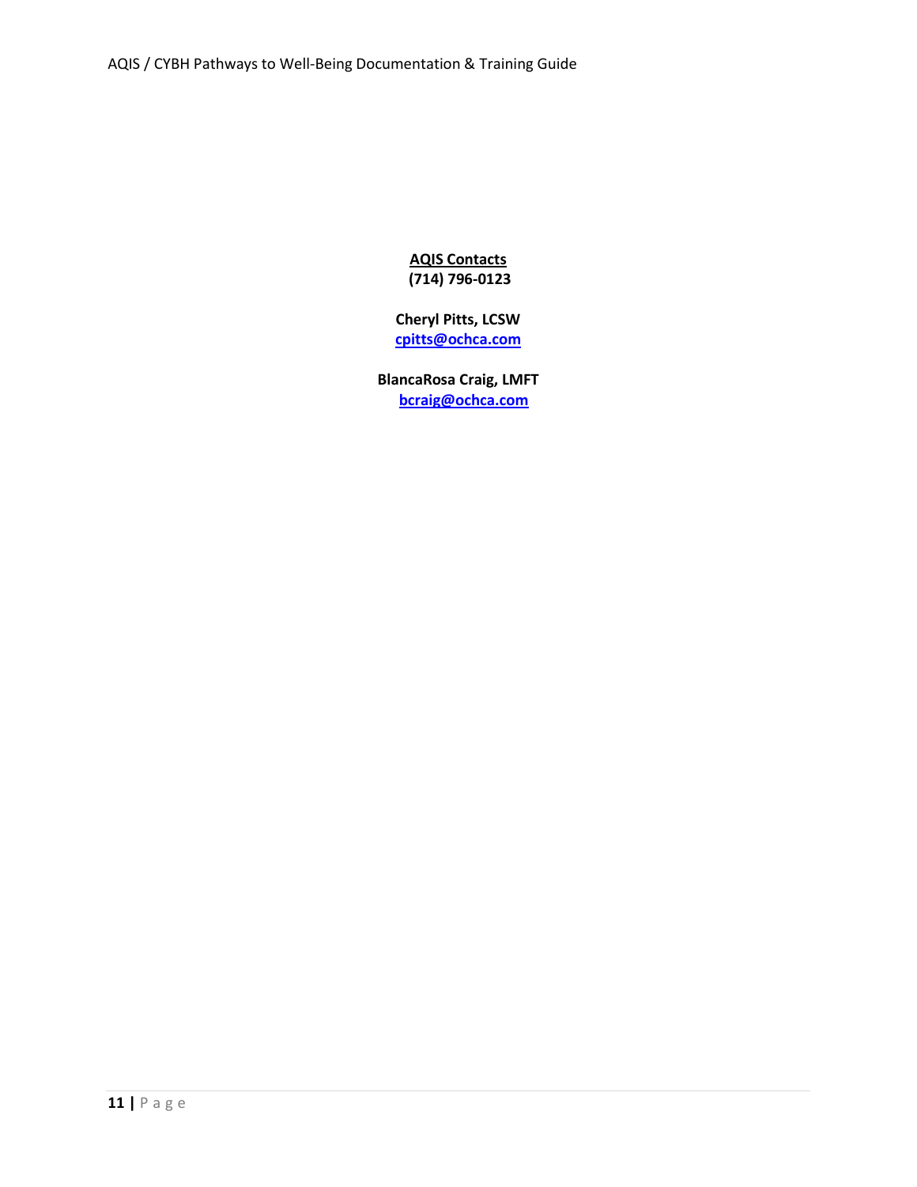**AQIS Contacts**
**(714) 796-0123**

**Cheryl Pitts, LCSW**
**[cpitts@ochca.com](mailto:cpitts@ochca.com)**

**BlancaRosa Craig, LMFT**
**[bcraig@ochca.com](mailto:bcraig@ochca.com)**